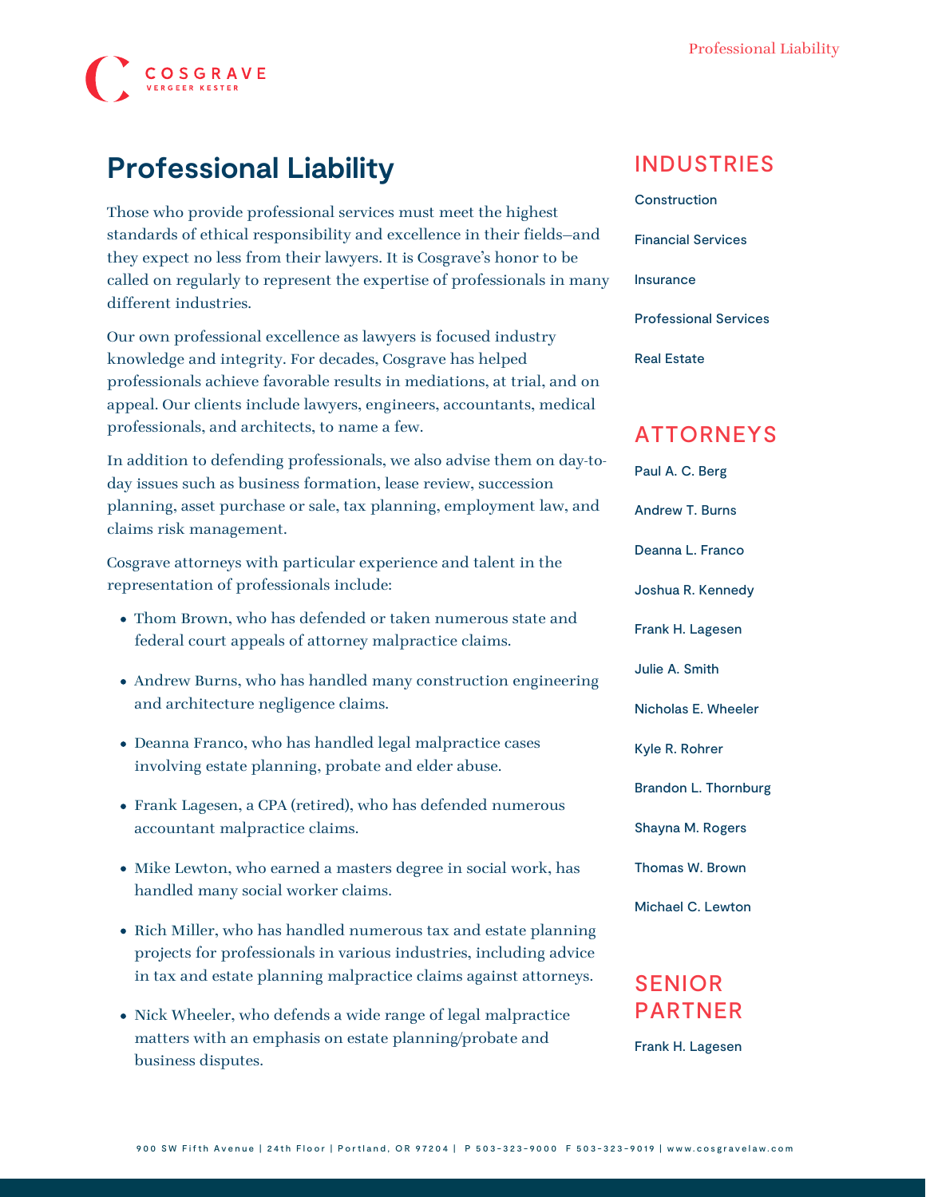# Professional Liability

Those who provide professional services must meet the highest standards of ethical responsibility and excellence in their fields—and they expect no less from their lawyers. It is Cosgrave's honor to be called on regularly to represent the expertise of professionals in many different industries.

Our own professional excellence as lawyers is focused industry knowledge and integrity. For decades, Cosgrave has helped professionals achieve favorable results in mediations, at trial, and on appeal. Our clients include lawyers, engineers, accountants, medical professionals, and architects, to name a few.

In addition to defending professionals, we also advise them on day-to-day issues such as business formation, lease review, succession planning, asset purchase or sale, tax planning, employment law, and claims risk management.

Cosgrave attorneys with particular experience and talent in the representation of professionals include:

- Thom Brown, who has defended or taken numerous state and federal court appeals of attorney malpractice claims.
- Andrew Burns, who has handled many construction engineering and architecture negligence claims.
- Deanna Franco, who has handled legal malpractice cases involving estate planning, probate and elder abuse.
- Frank Lagesen, a CPA (retired), who has defended numerous accountant malpractice claims.
- Mike Lewton, who earned a masters degree in social work, has handled many social worker claims.
- Rich Miller, who has handled numerous tax and estate planning projects for professionals in various industries, including advice in tax and estate planning malpractice claims against attorneys.
- Nick Wheeler, who defends a wide range of legal malpractice matters with an emphasis on estate planning/probate and business disputes.

## INDUSTRIES

- Construction
- Financial Services
- Insurance
- Professional Services
- Real Estate

## ATTORNEYS

- Paul A. C. Berg
- Andrew T. Burns
- Deanna L. Franco
- Joshua R. Kennedy
- Frank H. Lagesen
- Julie A. Smith
- Nicholas E. Wheeler
- Kyle R. Rohrer
- Brandon L. Thornburg
- Shayna M. Rogers
- Thomas W. Brown
- Michael C. Lewton

## SENIOR PARTNER

- Frank H. Lagesen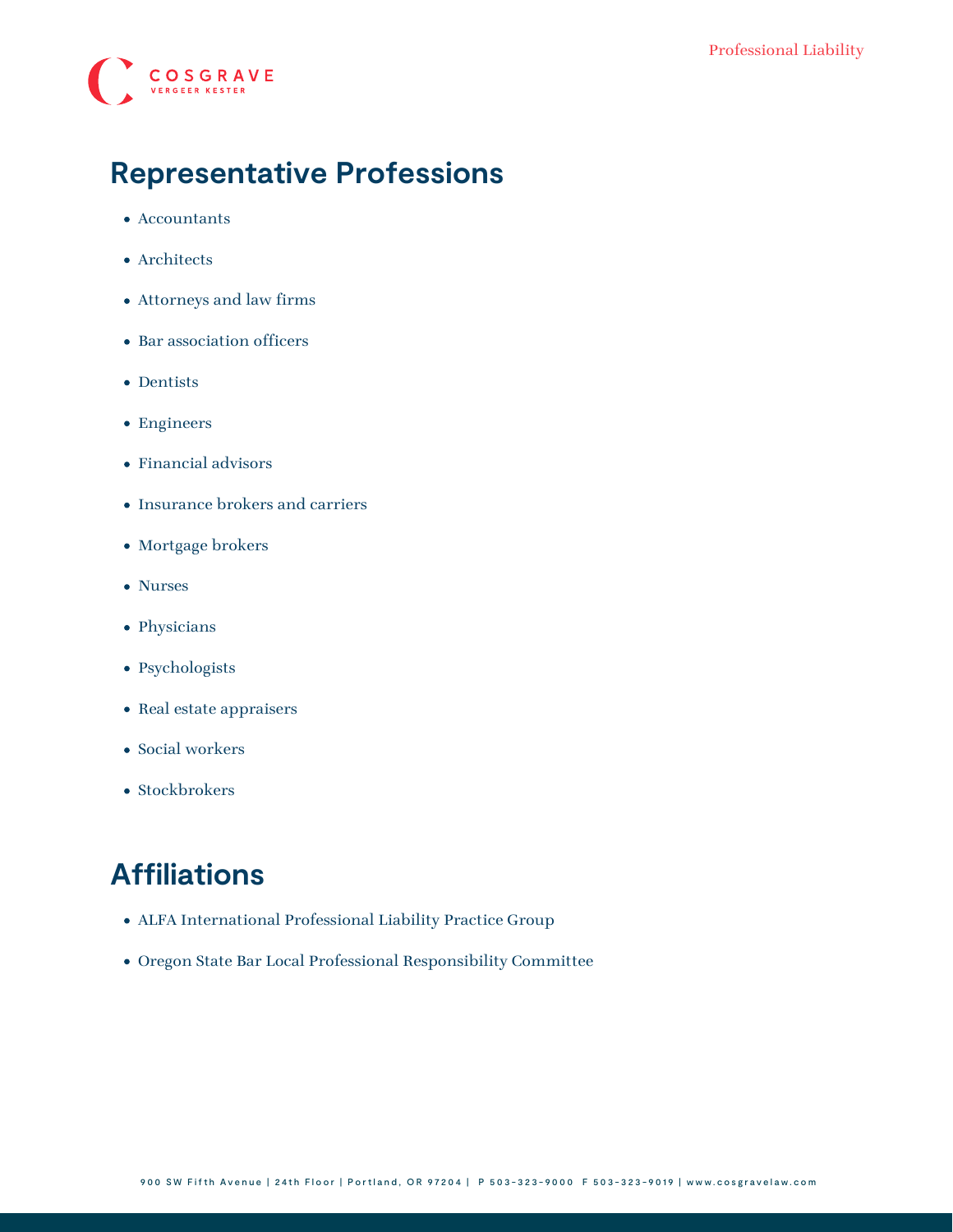## Representative Professions

- Accountants
- Architects
- Attorneys and law firms
- Bar association officers
- Dentists
- Engineers
- Financial advisors
- Insurance brokers and carriers
- Mortgage brokers
- Nurses
- Physicians
- Psychologists
- Real estate appraisers
- Social workers
- Stockbrokers

## Affiliations

- ALFA International Professional Liability Practice Group
- Oregon State Bar Local Professional Responsibility Committee